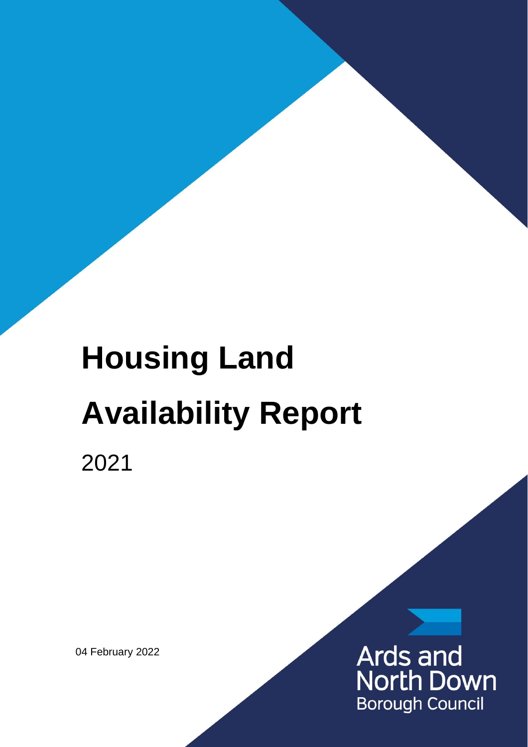# Housing Land Availability Report

2021

04 February 2022

Ards and North Down Borough Council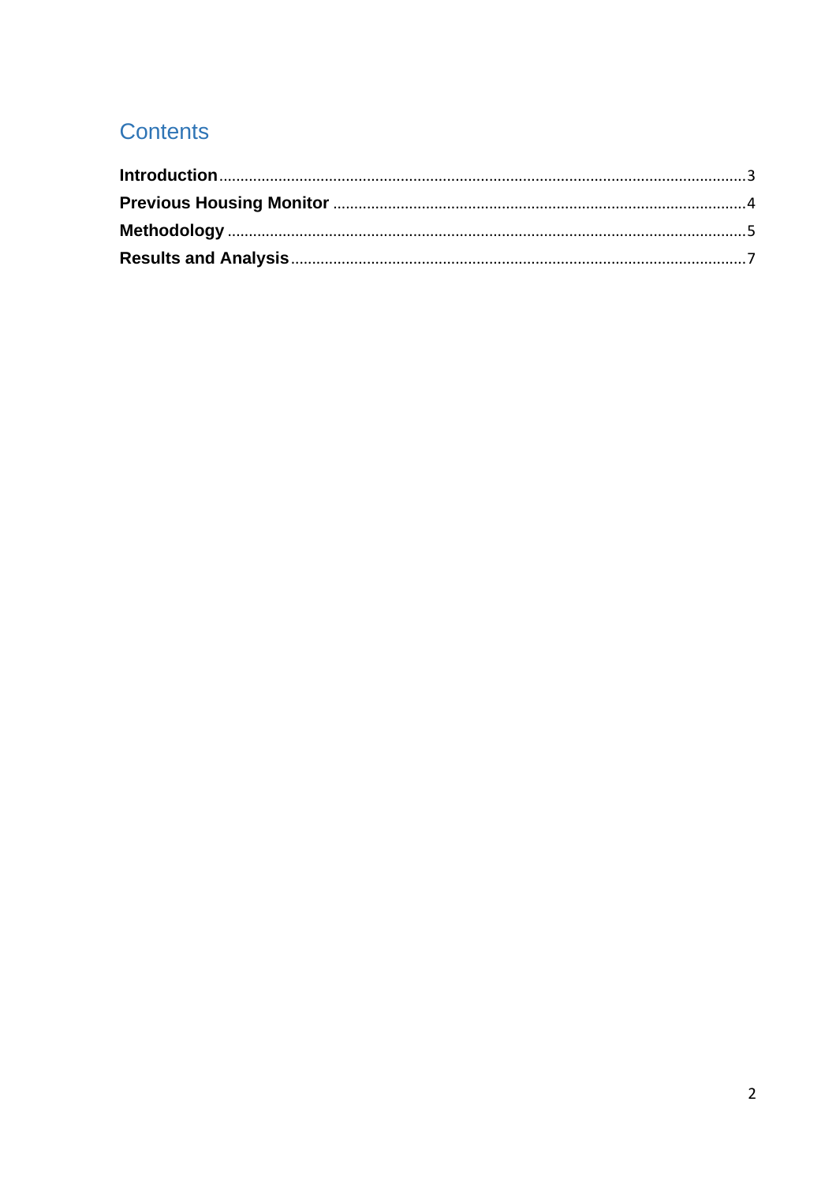# Contents

**Introduction** .......... 3
**Previous Housing Monitor** .......... 4
**Methodology** .......... 5
**Results and Analysis** .......... 7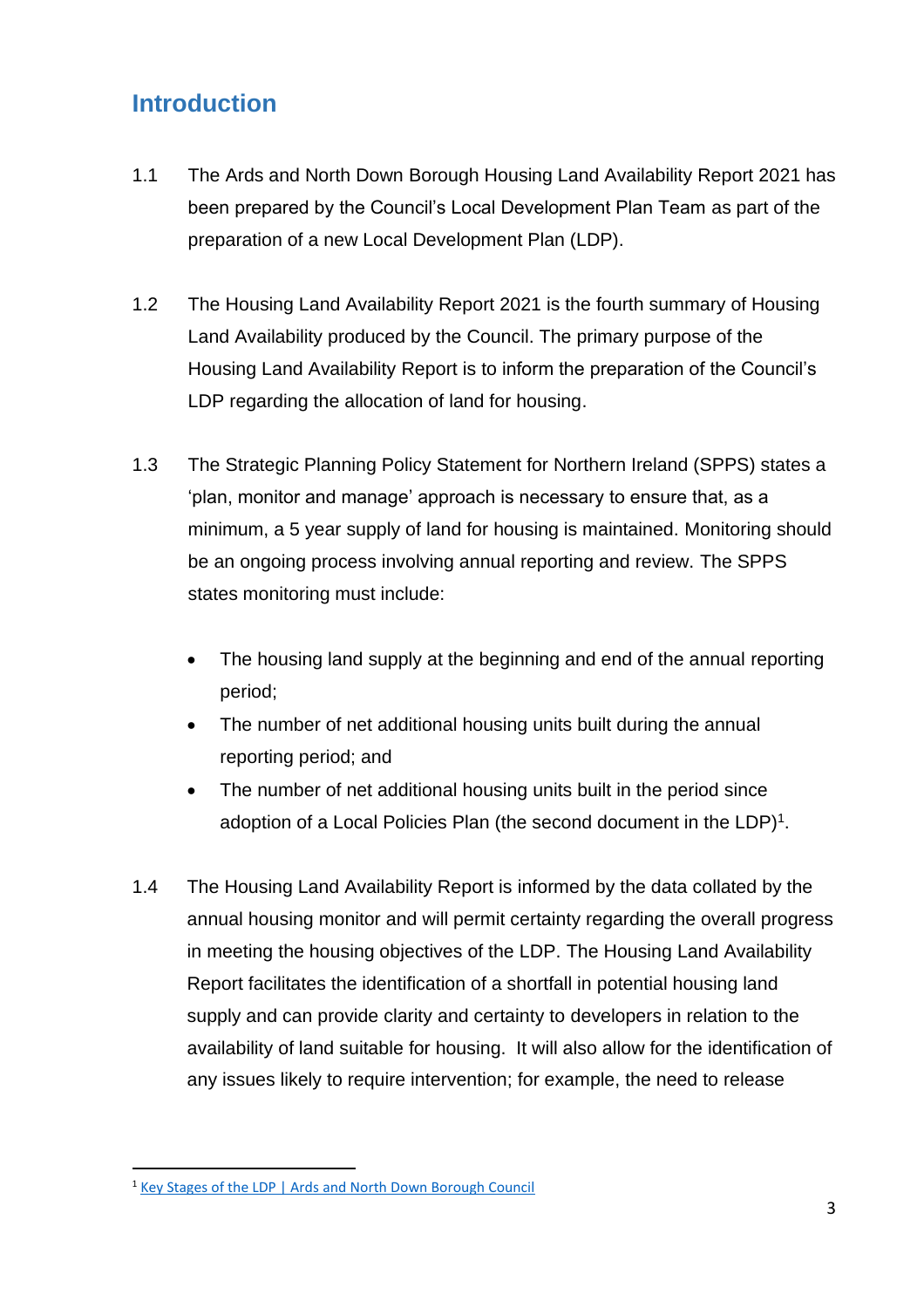## Introduction

1.1 The Ards and North Down Borough Housing Land Availability Report 2021 has been prepared by the Council's Local Development Plan Team as part of the preparation of a new Local Development Plan (LDP).

1.2 The Housing Land Availability Report 2021 is the fourth summary of Housing Land Availability produced by the Council. The primary purpose of the Housing Land Availability Report is to inform the preparation of the Council's LDP regarding the allocation of land for housing.

1.3 The Strategic Planning Policy Statement for Northern Ireland (SPPS) states a 'plan, monitor and manage' approach is necessary to ensure that, as a minimum, a 5 year supply of land for housing is maintained. Monitoring should be an ongoing process involving annual reporting and review. The SPPS states monitoring must include:

- The housing land supply at the beginning and end of the annual reporting period;
- The number of net additional housing units built during the annual reporting period; and
- The number of net additional housing units built in the period since adoption of a Local Policies Plan (the second document in the LDP)[1].

1.4 The Housing Land Availability Report is informed by the data collated by the annual housing monitor and will permit certainty regarding the overall progress in meeting the housing objectives of the LDP. The Housing Land Availability Report facilitates the identification of a shortfall in potential housing land supply and can provide clarity and certainty to developers in relation to the availability of land suitable for housing. It will also allow for the identification of any issues likely to require intervention; for example, the need to release

[1] Key Stages of the LDP | Ards and North Down Borough Council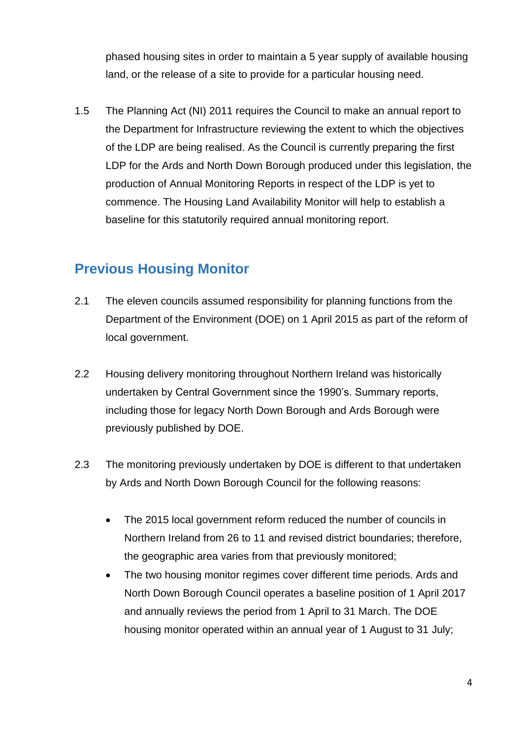phased housing sites in order to maintain a 5 year supply of available housing land, or the release of a site to provide for a particular housing need.

1.5 The Planning Act (NI) 2011 requires the Council to make an annual report to the Department for Infrastructure reviewing the extent to which the objectives of the LDP are being realised. As the Council is currently preparing the first LDP for the Ards and North Down Borough produced under this legislation, the production of Annual Monitoring Reports in respect of the LDP is yet to commence. The Housing Land Availability Monitor will help to establish a baseline for this statutorily required annual monitoring report.

## Previous Housing Monitor

2.1 The eleven councils assumed responsibility for planning functions from the Department of the Environment (DOE) on 1 April 2015 as part of the reform of local government.

2.2 Housing delivery monitoring throughout Northern Ireland was historically undertaken by Central Government since the 1990's. Summary reports, including those for legacy North Down Borough and Ards Borough were previously published by DOE.

2.3 The monitoring previously undertaken by DOE is different to that undertaken by Ards and North Down Borough Council for the following reasons:

- The 2015 local government reform reduced the number of councils in Northern Ireland from 26 to 11 and revised district boundaries; therefore, the geographic area varies from that previously monitored;
- The two housing monitor regimes cover different time periods. Ards and North Down Borough Council operates a baseline position of 1 April 2017 and annually reviews the period from 1 April to 31 March. The DOE housing monitor operated within an annual year of 1 August to 31 July;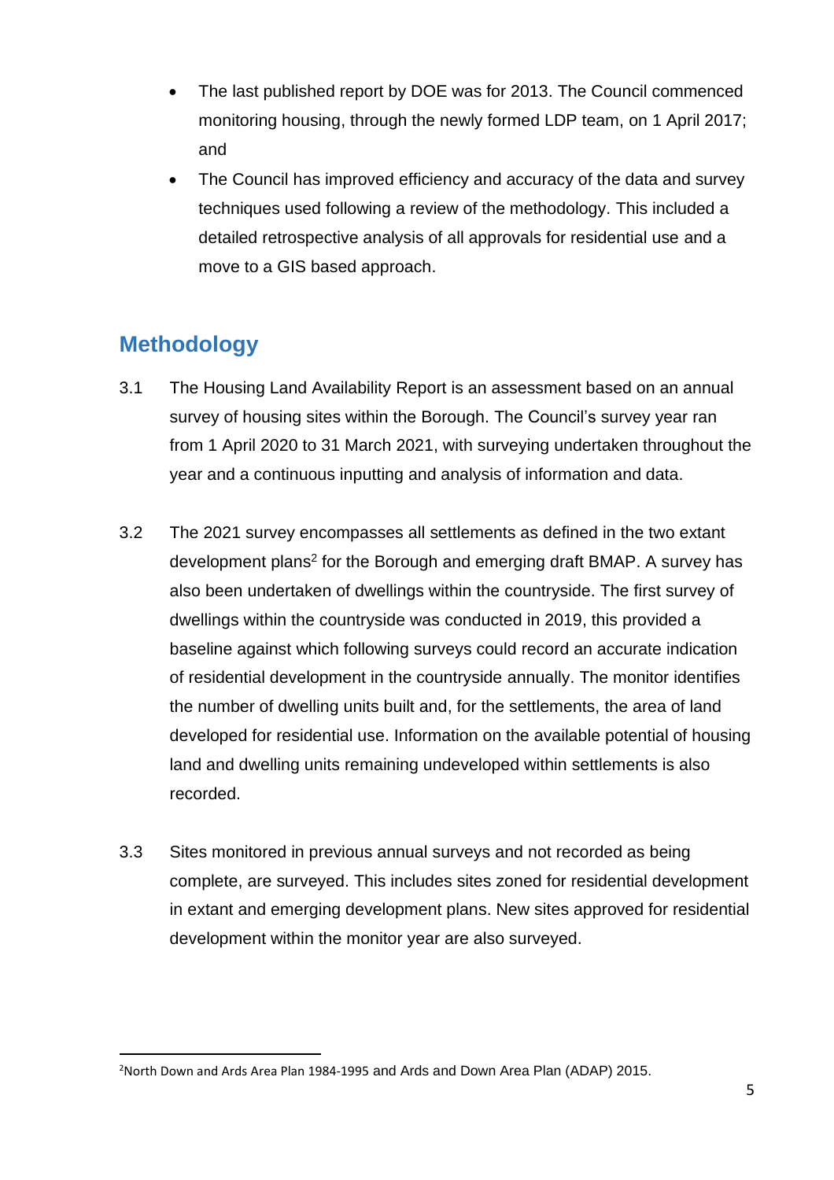- The last published report by DOE was for 2013. The Council commenced monitoring housing, through the newly formed LDP team, on 1 April 2017; and
- The Council has improved efficiency and accuracy of the data and survey techniques used following a review of the methodology. This included a detailed retrospective analysis of all approvals for residential use and a move to a GIS based approach.

## Methodology

3.1 The Housing Land Availability Report is an assessment based on an annual survey of housing sites within the Borough. The Council's survey year ran from 1 April 2020 to 31 March 2021, with surveying undertaken throughout the year and a continuous inputting and analysis of information and data.

3.2 The 2021 survey encompasses all settlements as defined in the two extant development plans[2] for the Borough and emerging draft BMAP. A survey has also been undertaken of dwellings within the countryside. The first survey of dwellings within the countryside was conducted in 2019, this provided a baseline against which following surveys could record an accurate indication of residential development in the countryside annually. The monitor identifies the number of dwelling units built and, for the settlements, the area of land developed for residential use. Information on the available potential of housing land and dwelling units remaining undeveloped within settlements is also recorded.

3.3 Sites monitored in previous annual surveys and not recorded as being complete, are surveyed. This includes sites zoned for residential development in extant and emerging development plans. New sites approved for residential development within the monitor year are also surveyed.

[2] North Down and Ards Area Plan 1984-1995 and Ards and Down Area Plan (ADAP) 2015.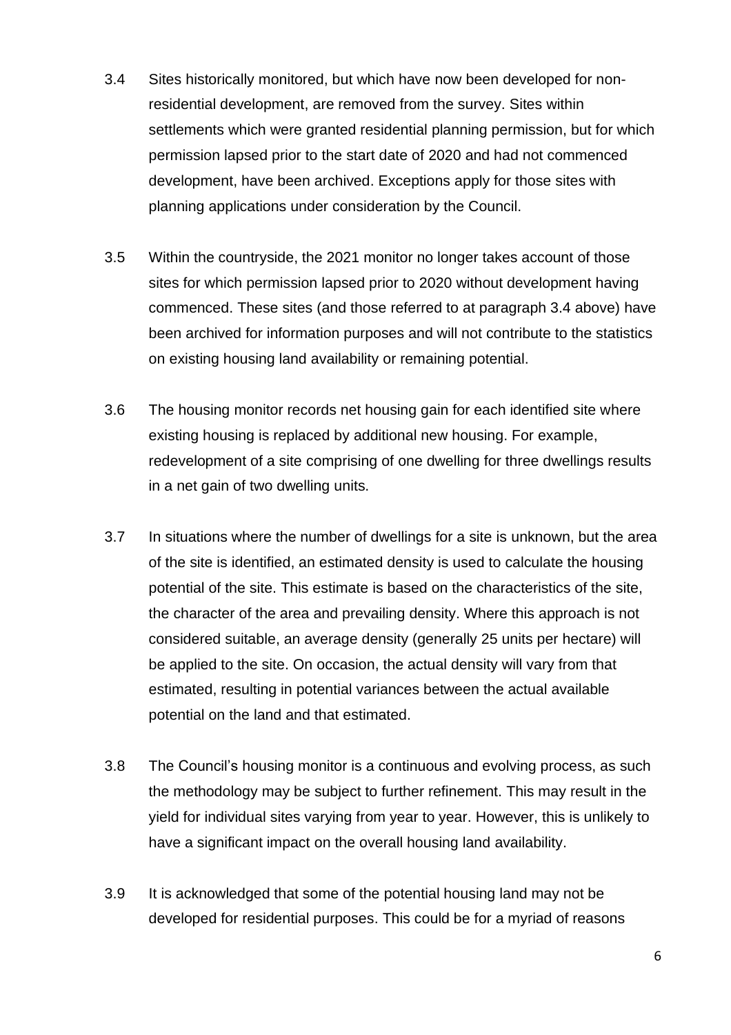3.4 Sites historically monitored, but which have now been developed for non-residential development, are removed from the survey. Sites within settlements which were granted residential planning permission, but for which permission lapsed prior to the start date of 2020 and had not commenced development, have been archived. Exceptions apply for those sites with planning applications under consideration by the Council.

3.5 Within the countryside, the 2021 monitor no longer takes account of those sites for which permission lapsed prior to 2020 without development having commenced. These sites (and those referred to at paragraph 3.4 above) have been archived for information purposes and will not contribute to the statistics on existing housing land availability or remaining potential.

3.6 The housing monitor records net housing gain for each identified site where existing housing is replaced by additional new housing. For example, redevelopment of a site comprising of one dwelling for three dwellings results in a net gain of two dwelling units.

3.7 In situations where the number of dwellings for a site is unknown, but the area of the site is identified, an estimated density is used to calculate the housing potential of the site. This estimate is based on the characteristics of the site, the character of the area and prevailing density. Where this approach is not considered suitable, an average density (generally 25 units per hectare) will be applied to the site. On occasion, the actual density will vary from that estimated, resulting in potential variances between the actual available potential on the land and that estimated.

3.8 The Council's housing monitor is a continuous and evolving process, as such the methodology may be subject to further refinement. This may result in the yield for individual sites varying from year to year. However, this is unlikely to have a significant impact on the overall housing land availability.

3.9 It is acknowledged that some of the potential housing land may not be developed for residential purposes. This could be for a myriad of reasons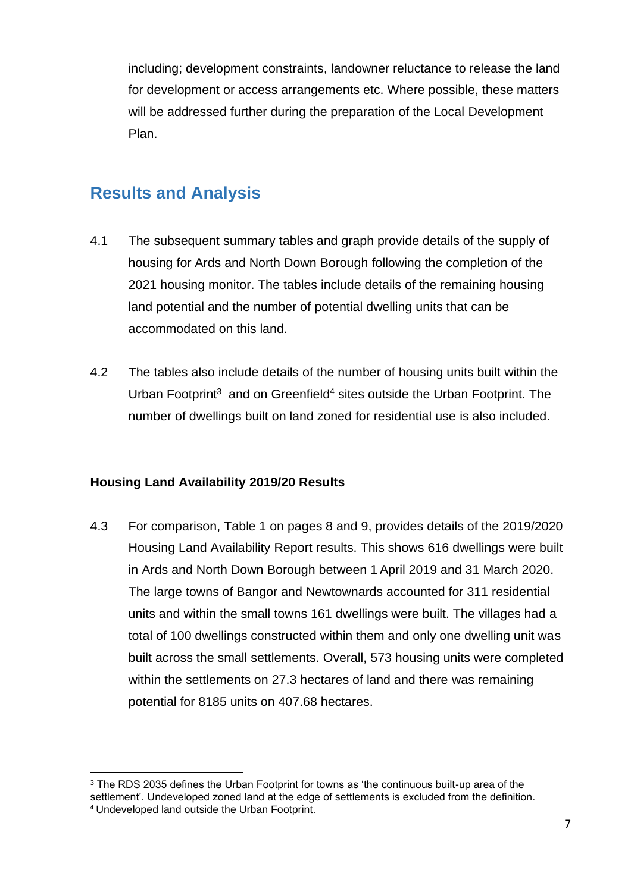including; development constraints, landowner reluctance to release the land for development or access arrangements etc. Where possible, these matters will be addressed further during the preparation of the Local Development Plan.

## Results and Analysis

4.1 The subsequent summary tables and graph provide details of the supply of housing for Ards and North Down Borough following the completion of the 2021 housing monitor. The tables include details of the remaining housing land potential and the number of potential dwelling units that can be accommodated on this land.

4.2 The tables also include details of the number of housing units built within the Urban Footprint[3] and on Greenfield[4] sites outside the Urban Footprint. The number of dwellings built on land zoned for residential use is also included.

### Housing Land Availability 2019/20 Results

4.3 For comparison, Table 1 on pages 8 and 9, provides details of the 2019/2020 Housing Land Availability Report results. This shows 616 dwellings were built in Ards and North Down Borough between 1 April 2019 and 31 March 2020. The large towns of Bangor and Newtownards accounted for 311 residential units and within the small towns 161 dwellings were built. The villages had a total of 100 dwellings constructed within them and only one dwelling unit was built across the small settlements. Overall, 573 housing units were completed within the settlements on 27.3 hectares of land and there was remaining potential for 8185 units on 407.68 hectares.

---

[3] The RDS 2035 defines the Urban Footprint for towns as 'the continuous built-up area of the settlement'. Undeveloped zoned land at the edge of settlements is excluded from the definition.

[4] Undeveloped land outside the Urban Footprint.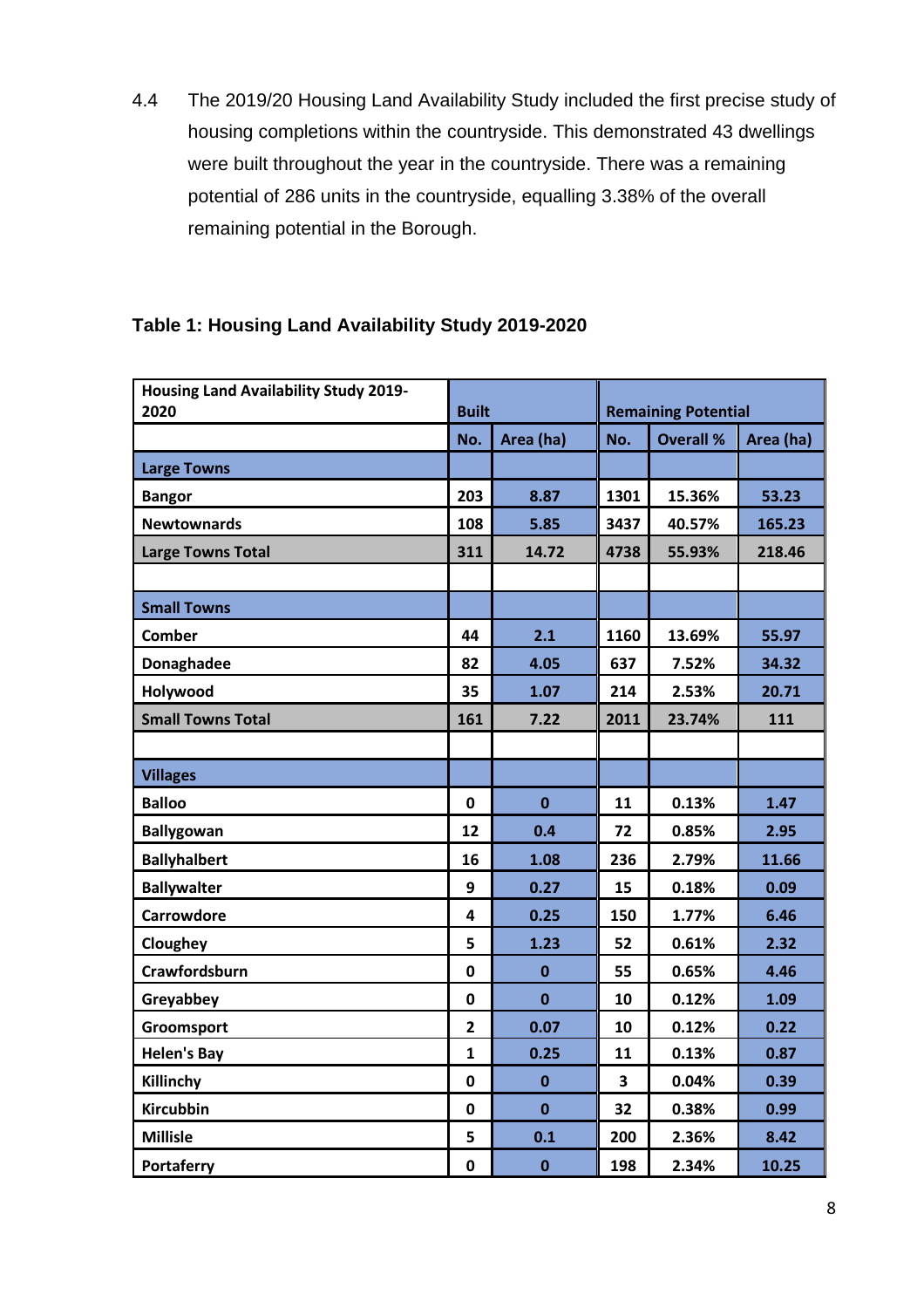4.4 The 2019/20 Housing Land Availability Study included the first precise study of housing completions within the countryside. This demonstrated 43 dwellings were built throughout the year in the countryside. There was a remaining potential of 286 units in the countryside, equalling 3.38% of the overall remaining potential in the Borough.

**Table 1: Housing Land Availability Study 2019-2020**

| Housing Land Availability Study 2019-2020 | Built | | Remaining Potential | | |
|---|---|---|---|---|---|
| | No. | Area (ha) | No. | Overall % | Area (ha) |
| **Large Towns** | | | | | |
| Bangor | 203 | 8.87 | 1301 | 15.36% | 53.23 |
| Newtownards | 108 | 5.85 | 3437 | 40.57% | 165.23 |
| **Large Towns Total** | 311 | 14.72 | 4738 | 55.93% | 218.46 |
| | | | | | |
| **Small Towns** | | | | | |
| Comber | 44 | 2.1 | 1160 | 13.69% | 55.97 |
| Donaghadee | 82 | 4.05 | 637 | 7.52% | 34.32 |
| Holywood | 35 | 1.07 | 214 | 2.53% | 20.71 |
| **Small Towns Total** | 161 | 7.22 | 2011 | 23.74% | 111 |
| | | | | | |
| **Villages** | | | | | |
| Balloo | 0 | 0 | 11 | 0.13% | 1.47 |
| Ballygowan | 12 | 0.4 | 72 | 0.85% | 2.95 |
| Ballyhalbert | 16 | 1.08 | 236 | 2.79% | 11.66 |
| Ballywalter | 9 | 0.27 | 15 | 0.18% | 0.09 |
| Carrowdore | 4 | 0.25 | 150 | 1.77% | 6.46 |
| Cloughey | 5 | 1.23 | 52 | 0.61% | 2.32 |
| Crawfordsburn | 0 | 0 | 55 | 0.65% | 4.46 |
| Greyabbey | 0 | 0 | 10 | 0.12% | 1.09 |
| Groomsport | 2 | 0.07 | 10 | 0.12% | 0.22 |
| Helen's Bay | 1 | 0.25 | 11 | 0.13% | 0.87 |
| Killinchy | 0 | 0 | 3 | 0.04% | 0.39 |
| Kircubbin | 0 | 0 | 32 | 0.38% | 0.99 |
| Millisle | 5 | 0.1 | 200 | 2.36% | 8.42 |
| Portaferry | 0 | 0 | 198 | 2.34% | 10.25 |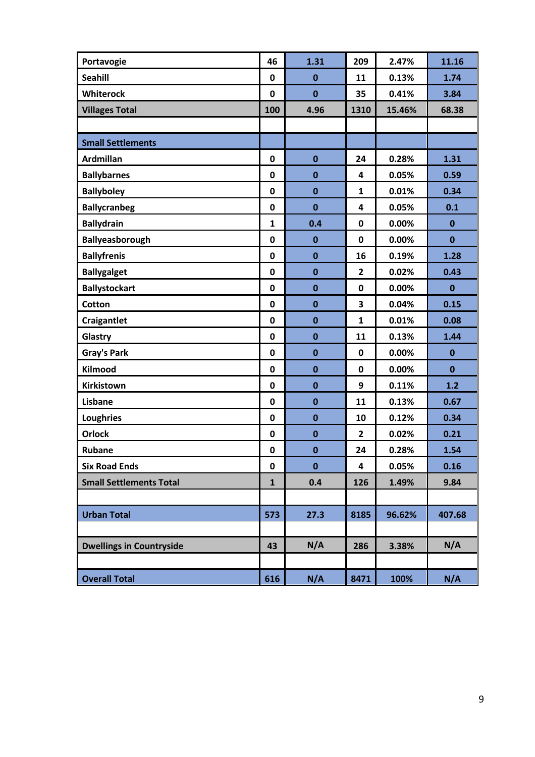| | | | | | |
|---|---|---|---|---|---|
| **Portavogie** | **46** | **1.31** | **209** | **2.47%** | **11.16** |
| **Seahill** | **0** | **0** | **11** | **0.13%** | **1.74** |
| **Whiterock** | **0** | **0** | **35** | **0.41%** | **3.84** |
| **Villages Total** | **100** | **4.96** | **1310** | **15.46%** | **68.38** |
| | | | | | |
| **Small Settlements** | | | | | |
| **Ardmillan** | **0** | **0** | **24** | **0.28%** | **1.31** |
| **Ballybarnes** | **0** | **0** | **4** | **0.05%** | **0.59** |
| **Ballyboley** | **0** | **0** | **1** | **0.01%** | **0.34** |
| **Ballycranbeg** | **0** | **0** | **4** | **0.05%** | **0.1** |
| **Ballydrain** | **1** | **0.4** | **0** | **0.00%** | **0** |
| **Ballyeasborough** | **0** | **0** | **0** | **0.00%** | **0** |
| **Ballyfrenis** | **0** | **0** | **16** | **0.19%** | **1.28** |
| **Ballygalget** | **0** | **0** | **2** | **0.02%** | **0.43** |
| **Ballystockart** | **0** | **0** | **0** | **0.00%** | **0** |
| **Cotton** | **0** | **0** | **3** | **0.04%** | **0.15** |
| **Craigantlet** | **0** | **0** | **1** | **0.01%** | **0.08** |
| **Glastry** | **0** | **0** | **11** | **0.13%** | **1.44** |
| **Gray's Park** | **0** | **0** | **0** | **0.00%** | **0** |
| **Kilmood** | **0** | **0** | **0** | **0.00%** | **0** |
| **Kirkistown** | **0** | **0** | **9** | **0.11%** | **1.2** |
| **Lisbane** | **0** | **0** | **11** | **0.13%** | **0.67** |
| **Loughries** | **0** | **0** | **10** | **0.12%** | **0.34** |
| **Orlock** | **0** | **0** | **2** | **0.02%** | **0.21** |
| **Rubane** | **0** | **0** | **24** | **0.28%** | **1.54** |
| **Six Road Ends** | **0** | **0** | **4** | **0.05%** | **0.16** |
| **Small Settlements Total** | **1** | **0.4** | **126** | **1.49%** | **9.84** |
| | | | | | |
| **Urban Total** | **573** | **27.3** | **8185** | **96.62%** | **407.68** |
| | | | | | |
| **Dwellings in Countryside** | **43** | **N/A** | **286** | **3.38%** | **N/A** |
| | | | | | |
| **Overall Total** | **616** | **N/A** | **8471** | **100%** | **N/A** |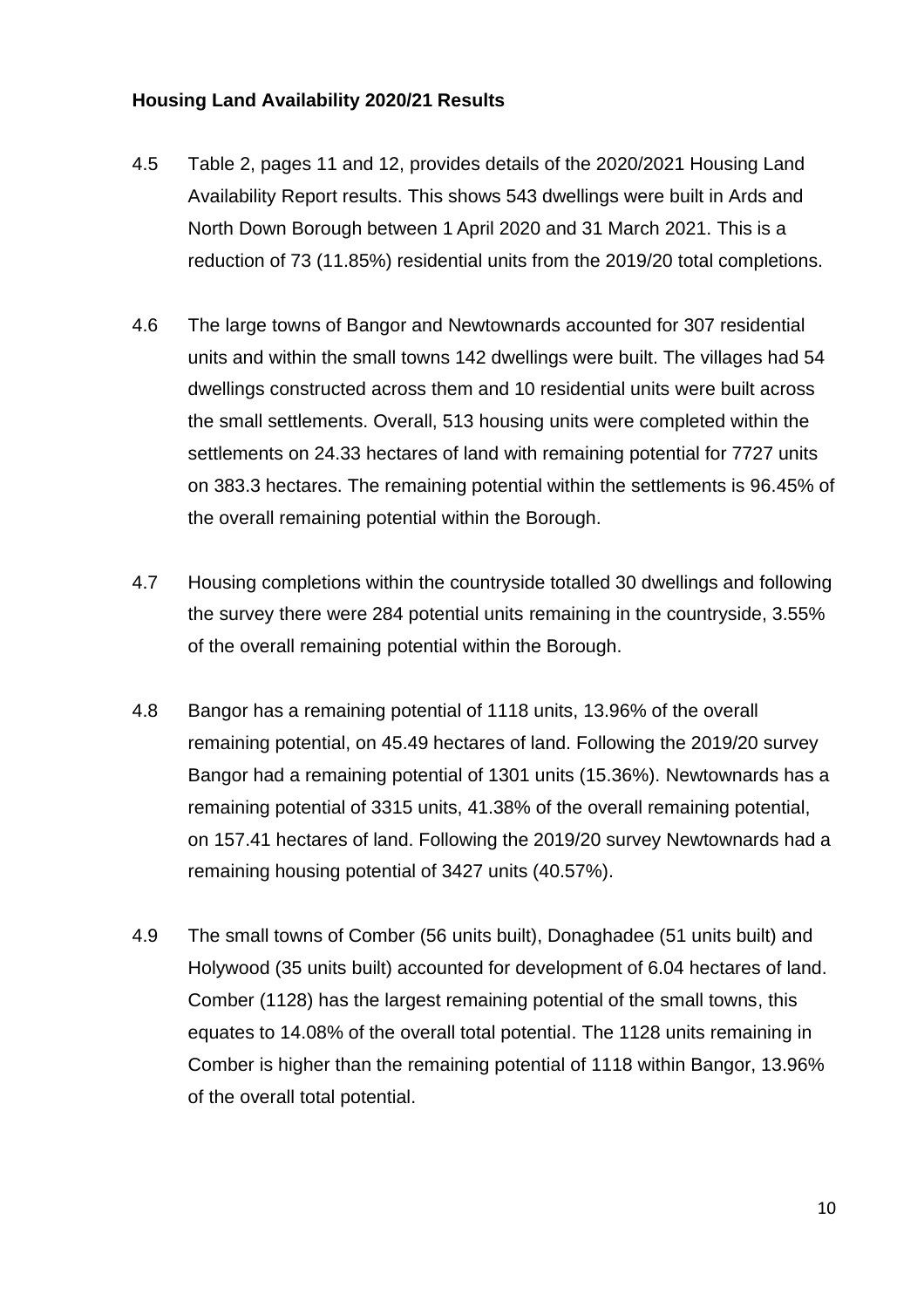**Housing Land Availability 2020/21 Results**

4.5 Table 2, pages 11 and 12, provides details of the 2020/2021 Housing Land Availability Report results. This shows 543 dwellings were built in Ards and North Down Borough between 1 April 2020 and 31 March 2021. This is a reduction of 73 (11.85%) residential units from the 2019/20 total completions.

4.6 The large towns of Bangor and Newtownards accounted for 307 residential units and within the small towns 142 dwellings were built. The villages had 54 dwellings constructed across them and 10 residential units were built across the small settlements. Overall, 513 housing units were completed within the settlements on 24.33 hectares of land with remaining potential for 7727 units on 383.3 hectares. The remaining potential within the settlements is 96.45% of the overall remaining potential within the Borough.

4.7 Housing completions within the countryside totalled 30 dwellings and following the survey there were 284 potential units remaining in the countryside, 3.55% of the overall remaining potential within the Borough.

4.8 Bangor has a remaining potential of 1118 units, 13.96% of the overall remaining potential, on 45.49 hectares of land. Following the 2019/20 survey Bangor had a remaining potential of 1301 units (15.36%). Newtownards has a remaining potential of 3315 units, 41.38% of the overall remaining potential, on 157.41 hectares of land. Following the 2019/20 survey Newtownards had a remaining housing potential of 3427 units (40.57%).

4.9 The small towns of Comber (56 units built), Donaghadee (51 units built) and Holywood (35 units built) accounted for development of 6.04 hectares of land. Comber (1128) has the largest remaining potential of the small towns, this equates to 14.08% of the overall total potential. The 1128 units remaining in Comber is higher than the remaining potential of 1118 within Bangor, 13.96% of the overall total potential.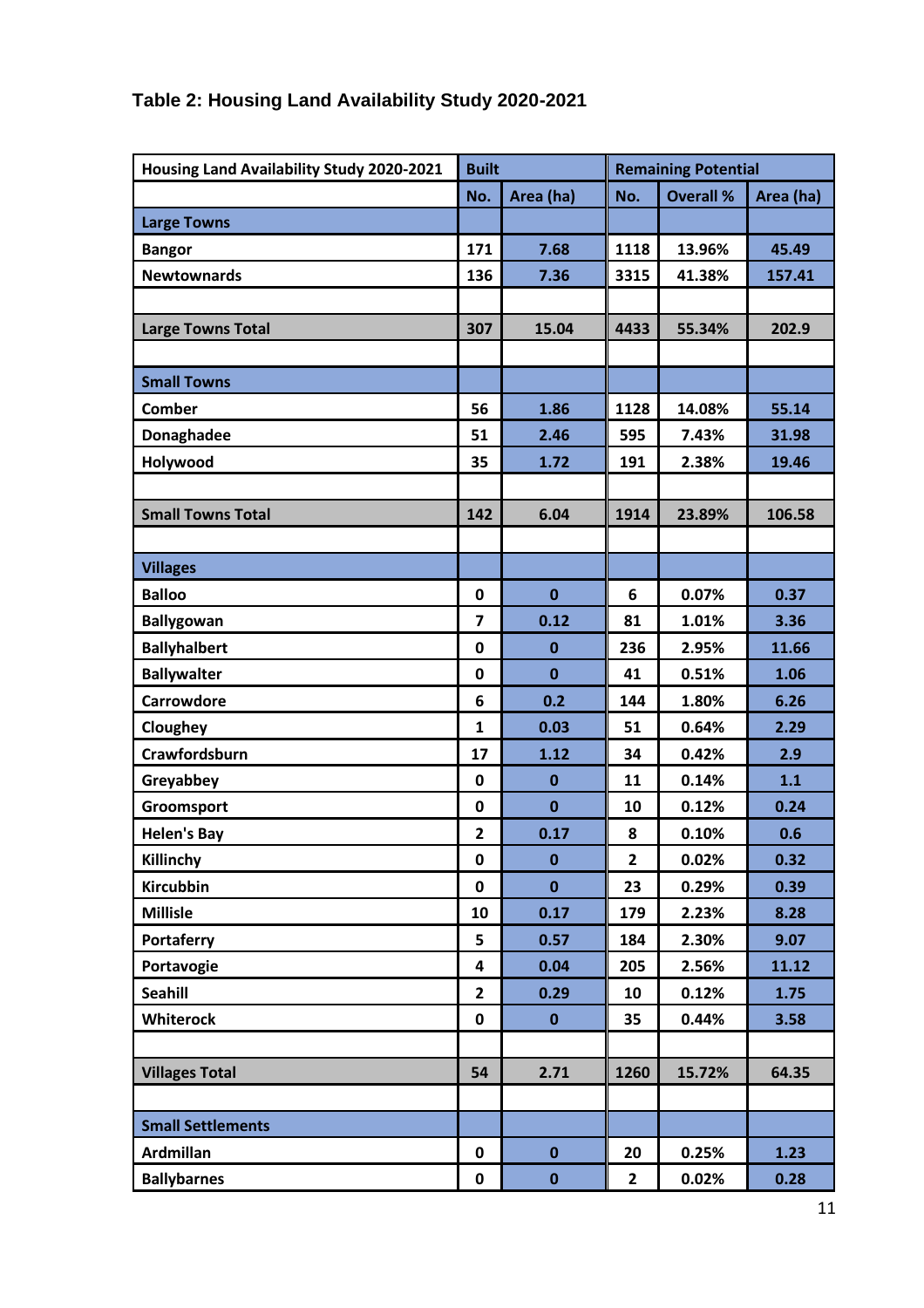### Table 2: Housing Land Availability Study 2020-2021

| Housing Land Availability Study 2020-2021 | Built | | Remaining Potential | | |
|---|---|---|---|---|---|
| | No. | Area (ha) | No. | Overall % | Area (ha) |
| **Large Towns** | | | | | |
| **Bangor** | 171 | 7.68 | 1118 | 13.96% | 45.49 |
| **Newtownards** | 136 | 7.36 | 3315 | 41.38% | 157.41 |
| | | | | | |
| **Large Towns Total** | 307 | 15.04 | 4433 | 55.34% | 202.9 |
| | | | | | |
| **Small Towns** | | | | | |
| **Comber** | 56 | 1.86 | 1128 | 14.08% | 55.14 |
| **Donaghadee** | 51 | 2.46 | 595 | 7.43% | 31.98 |
| **Holywood** | 35 | 1.72 | 191 | 2.38% | 19.46 |
| | | | | | |
| **Small Towns Total** | 142 | 6.04 | 1914 | 23.89% | 106.58 |
| | | | | | |
| **Villages** | | | | | |
| **Balloo** | 0 | 0 | 6 | 0.07% | 0.37 |
| **Ballygowan** | 7 | 0.12 | 81 | 1.01% | 3.36 |
| **Ballyhalbert** | 0 | 0 | 236 | 2.95% | 11.66 |
| **Ballywalter** | 0 | 0 | 41 | 0.51% | 1.06 |
| **Carrowdore** | 6 | 0.2 | 144 | 1.80% | 6.26 |
| **Cloughey** | 1 | 0.03 | 51 | 0.64% | 2.29 |
| **Crawfordsburn** | 17 | 1.12 | 34 | 0.42% | 2.9 |
| **Greyabbey** | 0 | 0 | 11 | 0.14% | 1.1 |
| **Groomsport** | 0 | 0 | 10 | 0.12% | 0.24 |
| **Helen's Bay** | 2 | 0.17 | 8 | 0.10% | 0.6 |
| **Killinchy** | 0 | 0 | 2 | 0.02% | 0.32 |
| **Kircubbin** | 0 | 0 | 23 | 0.29% | 0.39 |
| **Millisle** | 10 | 0.17 | 179 | 2.23% | 8.28 |
| **Portaferry** | 5 | 0.57 | 184 | 2.30% | 9.07 |
| **Portavogie** | 4 | 0.04 | 205 | 2.56% | 11.12 |
| **Seahill** | 2 | 0.29 | 10 | 0.12% | 1.75 |
| **Whiterock** | 0 | 0 | 35 | 0.44% | 3.58 |
| | | | | | |
| **Villages Total** | 54 | 2.71 | 1260 | 15.72% | 64.35 |
| | | | | | |
| **Small Settlements** | | | | | |
| **Ardmillan** | 0 | 0 | 20 | 0.25% | 1.23 |
| **Ballybarnes** | 0 | 0 | 2 | 0.02% | 0.28 |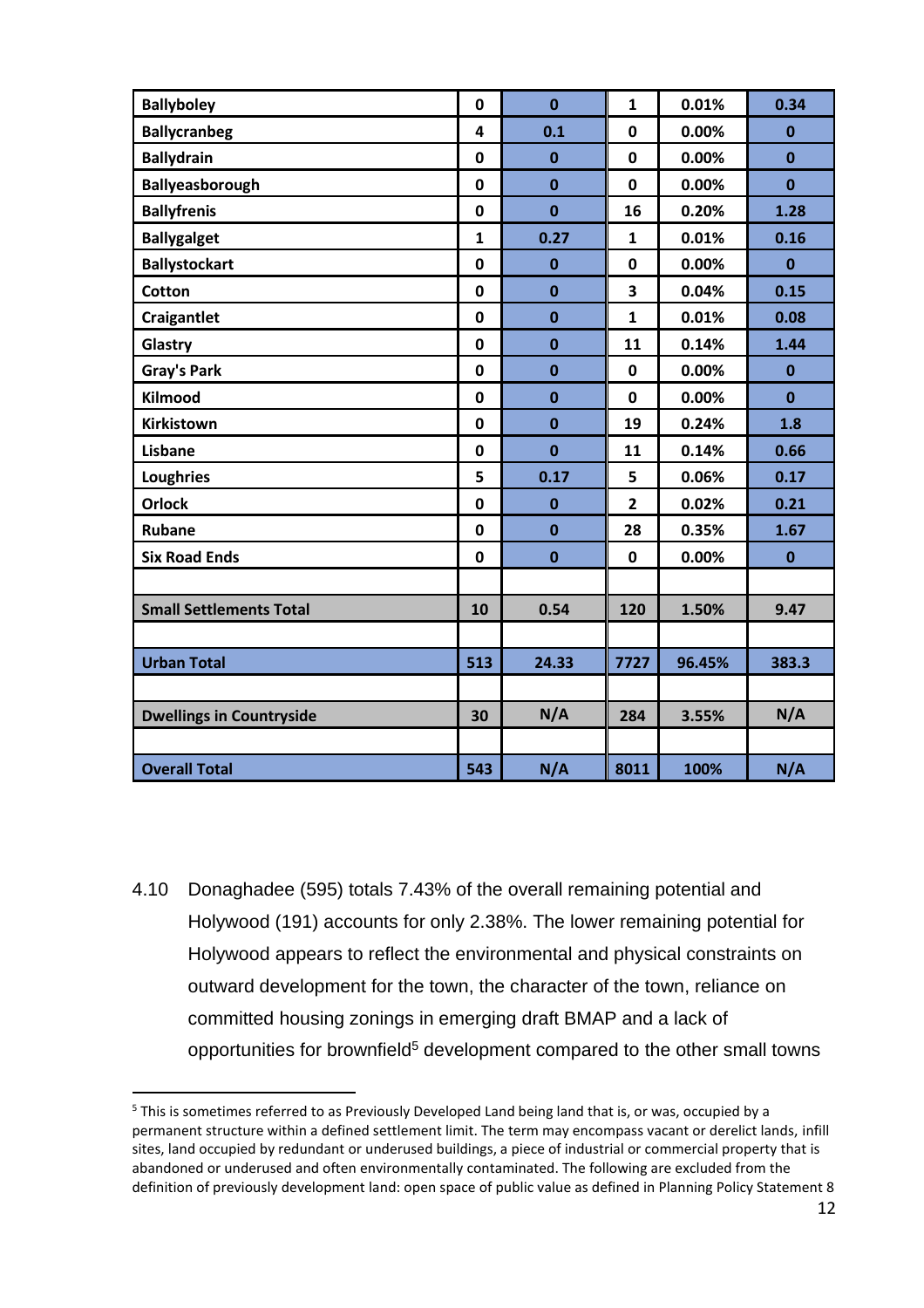| | | | | | |
|---|---|---|---|---|---|
| **Ballyboley** | **0** | **0** | **1** | **0.01%** | **0.34** |
| **Ballycranbeg** | **4** | **0.1** | **0** | **0.00%** | **0** |
| **Ballydrain** | **0** | **0** | **0** | **0.00%** | **0** |
| **Ballyeasborough** | **0** | **0** | **0** | **0.00%** | **0** |
| **Ballyfrenis** | **0** | **0** | **16** | **0.20%** | **1.28** |
| **Ballygalget** | **1** | **0.27** | **1** | **0.01%** | **0.16** |
| **Ballystockart** | **0** | **0** | **0** | **0.00%** | **0** |
| **Cotton** | **0** | **0** | **3** | **0.04%** | **0.15** |
| **Craigantlet** | **0** | **0** | **1** | **0.01%** | **0.08** |
| **Glastry** | **0** | **0** | **11** | **0.14%** | **1.44** |
| **Gray's Park** | **0** | **0** | **0** | **0.00%** | **0** |
| **Kilmood** | **0** | **0** | **0** | **0.00%** | **0** |
| **Kirkistown** | **0** | **0** | **19** | **0.24%** | **1.8** |
| **Lisbane** | **0** | **0** | **11** | **0.14%** | **0.66** |
| **Loughries** | **5** | **0.17** | **5** | **0.06%** | **0.17** |
| **Orlock** | **0** | **0** | **2** | **0.02%** | **0.21** |
| **Rubane** | **0** | **0** | **28** | **0.35%** | **1.67** |
| **Six Road Ends** | **0** | **0** | **0** | **0.00%** | **0** |
| | | | | | |
| **Small Settlements Total** | **10** | **0.54** | **120** | **1.50%** | **9.47** |
| | | | | | |
| **Urban Total** | **513** | **24.33** | **7727** | **96.45%** | **383.3** |
| | | | | | |
| **Dwellings in Countryside** | **30** | **N/A** | **284** | **3.55%** | **N/A** |
| | | | | | |
| **Overall Total** | **543** | **N/A** | **8011** | **100%** | **N/A** |

4.10 Donaghadee (595) totals 7.43% of the overall remaining potential and Holywood (191) accounts for only 2.38%. The lower remaining potential for Holywood appears to reflect the environmental and physical constraints on outward development for the town, the character of the town, reliance on committed housing zonings in emerging draft BMAP and a lack of opportunities for brownfield[5] development compared to the other small towns

[5] This is sometimes referred to as Previously Developed Land being land that is, or was, occupied by a permanent structure within a defined settlement limit. The term may encompass vacant or derelict lands, infill sites, land occupied by redundant or underused buildings, a piece of industrial or commercial property that is abandoned or underused and often environmentally contaminated. The following are excluded from the definition of previously development land: open space of public value as defined in Planning Policy Statement 8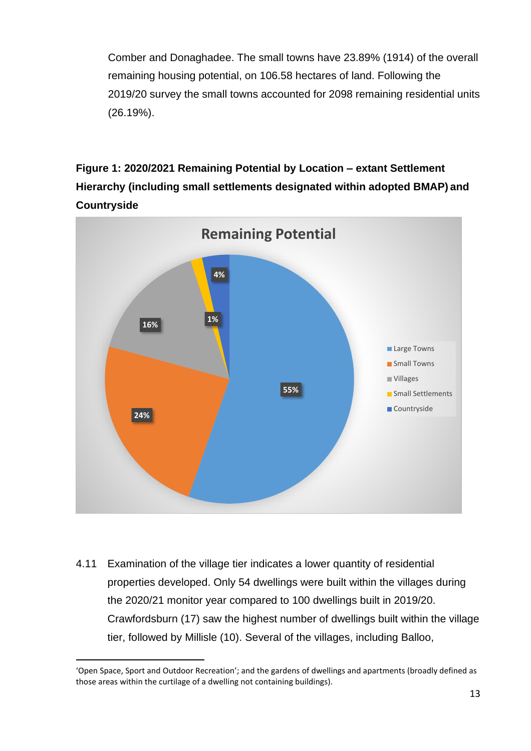Comber and Donaghadee. The small towns have 23.89% (1914) of the overall remaining housing potential, on 106.58 hectares of land. Following the 2019/20 survey the small towns accounted for 2098 remaining residential units (26.19%).

**Figure 1: 2020/2021 Remaining Potential by Location – extant Settlement Hierarchy (including small settlements designated within adopted BMAP) and Countryside**

4.11 Examination of the village tier indicates a lower quantity of residential properties developed. Only 54 dwellings were built within the villages during the 2020/21 monitor year compared to 100 dwellings built in 2019/20. Crawfordsburn (17) saw the highest number of dwellings built within the village tier, followed by Millisle (10). Several of the villages, including Balloo,

---

'Open Space, Sport and Outdoor Recreation'; and the gardens of dwellings and apartments (broadly defined as those areas within the curtilage of a dwelling not containing buildings).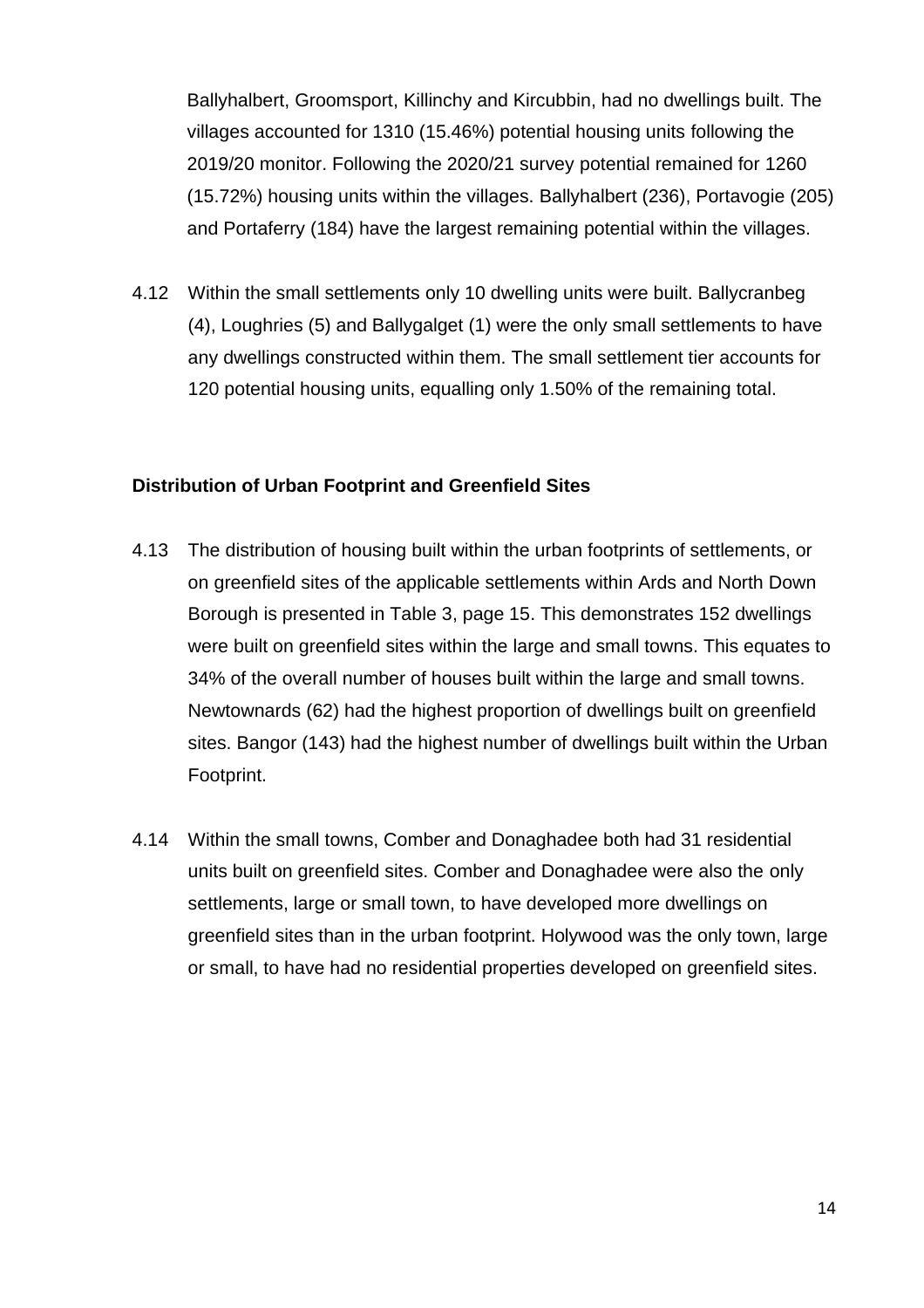Ballyhalbert, Groomsport, Killinchy and Kircubbin, had no dwellings built. The villages accounted for 1310 (15.46%) potential housing units following the 2019/20 monitor. Following the 2020/21 survey potential remained for 1260 (15.72%) housing units within the villages. Ballyhalbert (236), Portavogie (205) and Portaferry (184) have the largest remaining potential within the villages.

4.12 Within the small settlements only 10 dwelling units were built. Ballycranbeg (4), Loughries (5) and Ballygalget (1) were the only small settlements to have any dwellings constructed within them. The small settlement tier accounts for 120 potential housing units, equalling only 1.50% of the remaining total.

**Distribution of Urban Footprint and Greenfield Sites**

4.13 The distribution of housing built within the urban footprints of settlements, or on greenfield sites of the applicable settlements within Ards and North Down Borough is presented in Table 3, page 15. This demonstrates 152 dwellings were built on greenfield sites within the large and small towns. This equates to 34% of the overall number of houses built within the large and small towns. Newtownards (62) had the highest proportion of dwellings built on greenfield sites. Bangor (143) had the highest number of dwellings built within the Urban Footprint.

4.14 Within the small towns, Comber and Donaghadee both had 31 residential units built on greenfield sites. Comber and Donaghadee were also the only settlements, large or small town, to have developed more dwellings on greenfield sites than in the urban footprint. Holywood was the only town, large or small, to have had no residential properties developed on greenfield sites.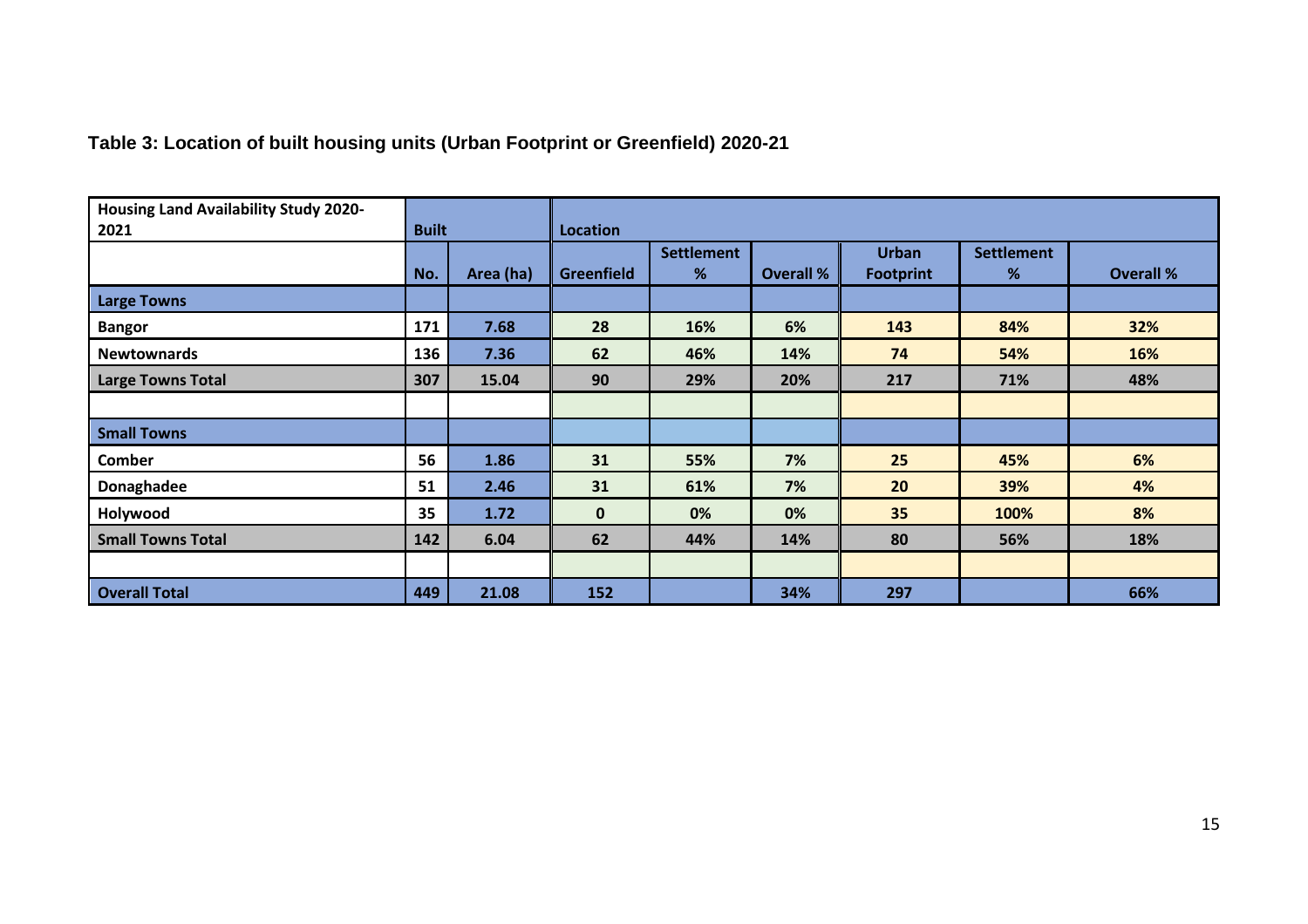**Table 3: Location of built housing units (Urban Footprint or Greenfield) 2020-21**

| Housing Land Availability Study 2020-2021 | Built | | Location | | | | | |
|---|---|---|---|---|---|---|---|---|
| | No. | Area (ha) | Greenfield | Settlement % | Overall % | Urban Footprint | Settlement % | Overall % |
| **Large Towns** | | | | | | | | |
| **Bangor** | 171 | 7.68 | 28 | 16% | 6% | 143 | 84% | 32% |
| **Newtownards** | 136 | 7.36 | 62 | 46% | 14% | 74 | 54% | 16% |
| **Large Towns Total** | 307 | 15.04 | 90 | 29% | 20% | 217 | 71% | 48% |
| | | | | | | | | |
| **Small Towns** | | | | | | | | |
| **Comber** | 56 | 1.86 | 31 | 55% | 7% | 25 | 45% | 6% |
| **Donaghadee** | 51 | 2.46 | 31 | 61% | 7% | 20 | 39% | 4% |
| **Holywood** | 35 | 1.72 | 0 | 0% | 0% | 35 | 100% | 8% |
| **Small Towns Total** | 142 | 6.04 | 62 | 44% | 14% | 80 | 56% | 18% |
| | | | | | | | | |
| **Overall Total** | 449 | 21.08 | 152 | | 34% | 297 | | 66% |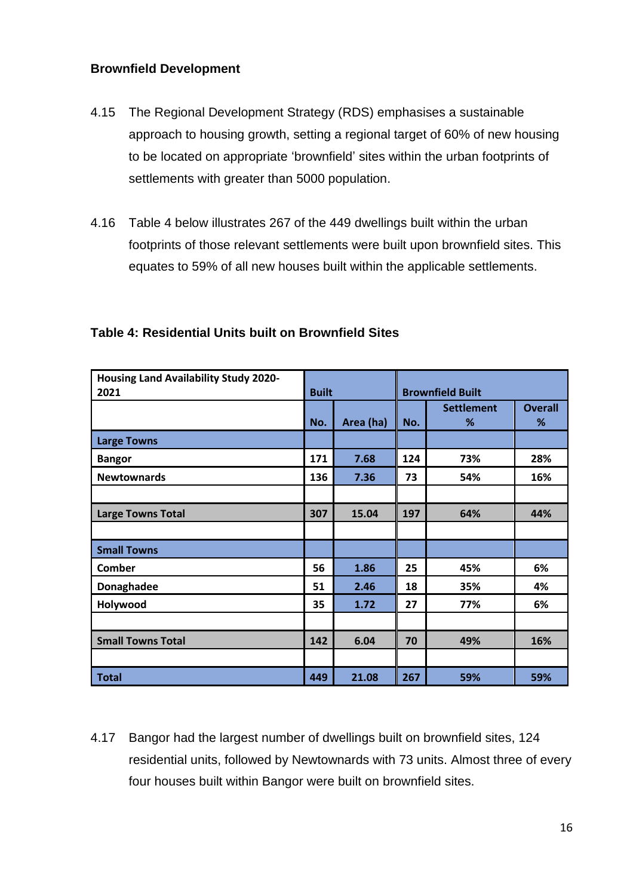### Brownfield Development

4.15 The Regional Development Strategy (RDS) emphasises a sustainable approach to housing growth, setting a regional target of 60% of new housing to be located on appropriate 'brownfield' sites within the urban footprints of settlements with greater than 5000 population.

4.16 Table 4 below illustrates 267 of the 449 dwellings built within the urban footprints of those relevant settlements were built upon brownfield sites. This equates to 59% of all new houses built within the applicable settlements.

**Table 4: Residential Units built on Brownfield Sites**

| Housing Land Availability Study 2020-2021 | Built | | Brownfield Built | | |
|---|---|---|---|---|---|
| | No. | Area (ha) | No. | Settlement % | Overall % |
| **Large Towns** | | | | | |
| Bangor | 171 | 7.68 | 124 | 73% | 28% |
| Newtownards | 136 | 7.36 | 73 | 54% | 16% |
| | | | | | |
| **Large Towns Total** | 307 | 15.04 | 197 | 64% | 44% |
| | | | | | |
| **Small Towns** | | | | | |
| Comber | 56 | 1.86 | 25 | 45% | 6% |
| Donaghadee | 51 | 2.46 | 18 | 35% | 4% |
| Holywood | 35 | 1.72 | 27 | 77% | 6% |
| | | | | | |
| **Small Towns Total** | 142 | 6.04 | 70 | 49% | 16% |
| | | | | | |
| **Total** | 449 | 21.08 | 267 | 59% | 59% |

4.17 Bangor had the largest number of dwellings built on brownfield sites, 124 residential units, followed by Newtownards with 73 units. Almost three of every four houses built within Bangor were built on brownfield sites.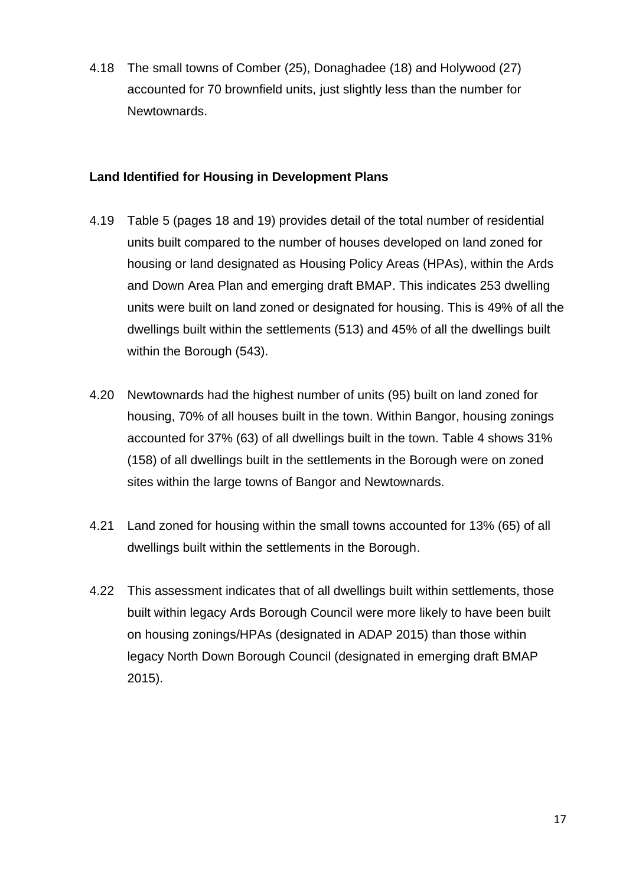4.18 The small towns of Comber (25), Donaghadee (18) and Holywood (27) accounted for 70 brownfield units, just slightly less than the number for Newtownards.

### Land Identified for Housing in Development Plans

4.19 Table 5 (pages 18 and 19) provides detail of the total number of residential units built compared to the number of houses developed on land zoned for housing or land designated as Housing Policy Areas (HPAs), within the Ards and Down Area Plan and emerging draft BMAP. This indicates 253 dwelling units were built on land zoned or designated for housing. This is 49% of all the dwellings built within the settlements (513) and 45% of all the dwellings built within the Borough (543).

4.20 Newtownards had the highest number of units (95) built on land zoned for housing, 70% of all houses built in the town. Within Bangor, housing zonings accounted for 37% (63) of all dwellings built in the town. Table 4 shows 31% (158) of all dwellings built in the settlements in the Borough were on zoned sites within the large towns of Bangor and Newtownards.

4.21 Land zoned for housing within the small towns accounted for 13% (65) of all dwellings built within the settlements in the Borough.

4.22 This assessment indicates that of all dwellings built within settlements, those built within legacy Ards Borough Council were more likely to have been built on housing zonings/HPAs (designated in ADAP 2015) than those within legacy North Down Borough Council (designated in emerging draft BMAP 2015).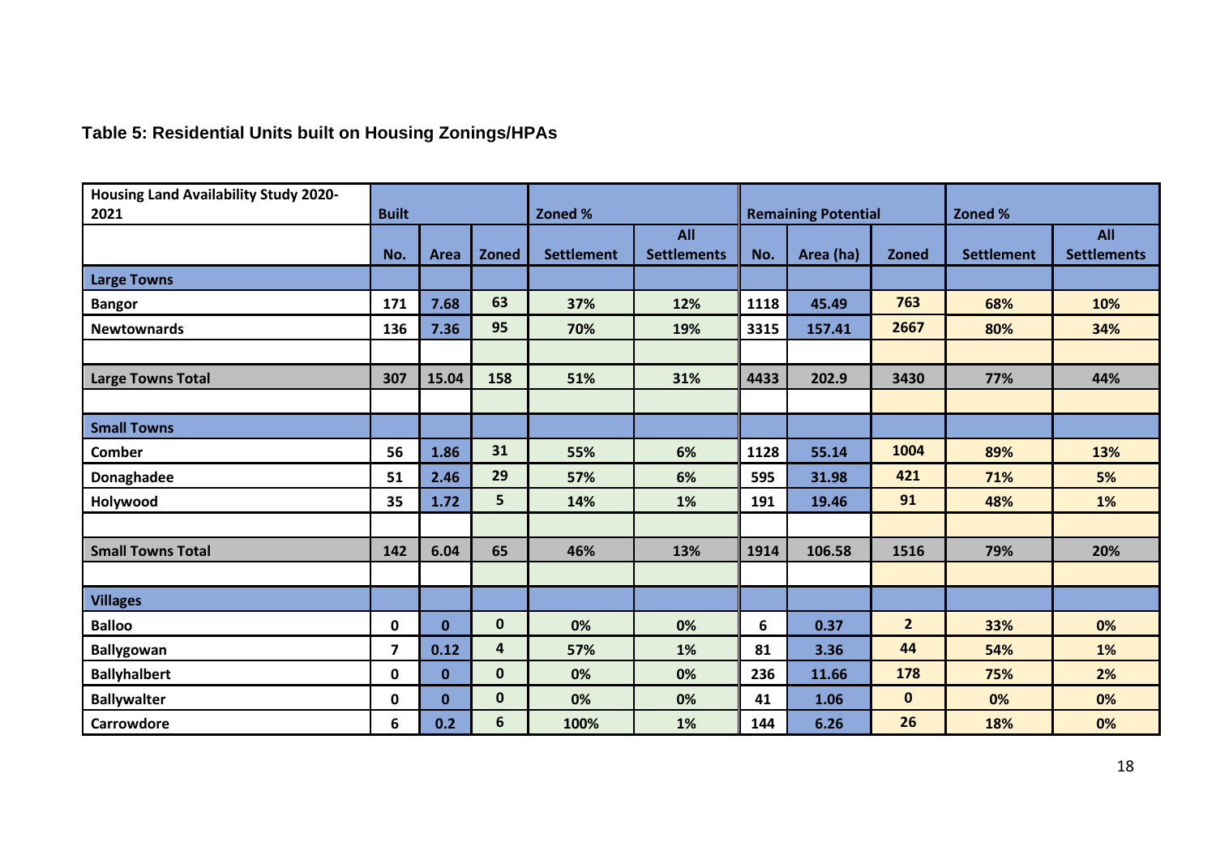**Table 5: Residential Units built on Housing Zonings/HPAs**

| Housing Land Availability Study 2020-2021 | Built | | | Zoned % | | Remaining Potential | | | Zoned % | |
|---|---|---|---|---|---|---|---|---|---|---|
| | No. | Area | Zoned | Settlement | All Settlements | No. | Area (ha) | Zoned | Settlement | All Settlements |
| **Large Towns** | | | | | | | | | | |
| **Bangor** | 171 | 7.68 | 63 | 37% | 12% | 1118 | 45.49 | 763 | 68% | 10% |
| **Newtownards** | 136 | 7.36 | 95 | 70% | 19% | 3315 | 157.41 | 2667 | 80% | 34% |
| | | | | | | | | | | |
| **Large Towns Total** | 307 | 15.04 | 158 | 51% | 31% | 4433 | 202.9 | 3430 | 77% | 44% |
| | | | | | | | | | | |
| **Small Towns** | | | | | | | | | | |
| **Comber** | 56 | 1.86 | 31 | 55% | 6% | 1128 | 55.14 | 1004 | 89% | 13% |
| **Donaghadee** | 51 | 2.46 | 29 | 57% | 6% | 595 | 31.98 | 421 | 71% | 5% |
| **Holywood** | 35 | 1.72 | 5 | 14% | 1% | 191 | 19.46 | 91 | 48% | 1% |
| | | | | | | | | | | |
| **Small Towns Total** | 142 | 6.04 | 65 | 46% | 13% | 1914 | 106.58 | 1516 | 79% | 20% |
| | | | | | | | | | | |
| **Villages** | | | | | | | | | | |
| **Balloo** | 0 | 0 | 0 | 0% | 0% | 6 | 0.37 | 2 | 33% | 0% |
| **Ballygowan** | 7 | 0.12 | 4 | 57% | 1% | 81 | 3.36 | 44 | 54% | 1% |
| **Ballyhalbert** | 0 | 0 | 0 | 0% | 0% | 236 | 11.66 | 178 | 75% | 2% |
| **Ballywalter** | 0 | 0 | 0 | 0% | 0% | 41 | 1.06 | 0 | 0% | 0% |
| **Carrowdore** | 6 | 0.2 | 6 | 100% | 1% | 144 | 6.26 | 26 | 18% | 0% |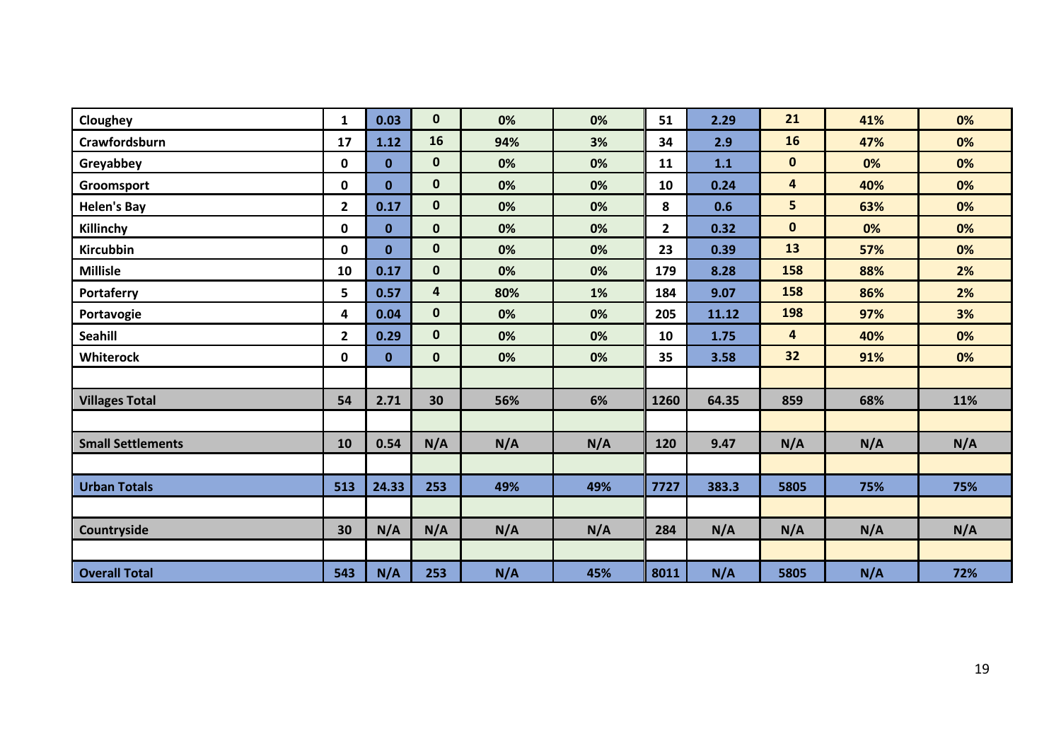| | | | | | | | | | | |
|---|---|---|---|---|---|---|---|---|---|---|
| **Cloughey** | **1** | **0.03** | **0** | **0%** | **0%** | **51** | **2.29** | **21** | **41%** | **0%** |
| **Crawfordsburn** | **17** | **1.12** | **16** | **94%** | **3%** | **34** | **2.9** | **16** | **47%** | **0%** |
| **Greyabbey** | **0** | **0** | **0** | **0%** | **0%** | **11** | **1.1** | **0** | **0%** | **0%** |
| **Groomsport** | **0** | **0** | **0** | **0%** | **0%** | **10** | **0.24** | **4** | **40%** | **0%** |
| **Helen's Bay** | **2** | **0.17** | **0** | **0%** | **0%** | **8** | **0.6** | **5** | **63%** | **0%** |
| **Killinchy** | **0** | **0** | **0** | **0%** | **0%** | **2** | **0.32** | **0** | **0%** | **0%** |
| **Kircubbin** | **0** | **0** | **0** | **0%** | **0%** | **23** | **0.39** | **13** | **57%** | **0%** |
| **Millisle** | **10** | **0.17** | **0** | **0%** | **0%** | **179** | **8.28** | **158** | **88%** | **2%** |
| **Portaferry** | **5** | **0.57** | **4** | **80%** | **1%** | **184** | **9.07** | **158** | **86%** | **2%** |
| **Portavogie** | **4** | **0.04** | **0** | **0%** | **0%** | **205** | **11.12** | **198** | **97%** | **3%** |
| **Seahill** | **2** | **0.29** | **0** | **0%** | **0%** | **10** | **1.75** | **4** | **40%** | **0%** |
| **Whiterock** | **0** | **0** | **0** | **0%** | **0%** | **35** | **3.58** | **32** | **91%** | **0%** |
| | | | | | | | | | | |
| **Villages Total** | **54** | **2.71** | **30** | **56%** | **6%** | **1260** | **64.35** | **859** | **68%** | **11%** |
| | | | | | | | | | | |
| **Small Settlements** | **10** | **0.54** | **N/A** | **N/A** | **N/A** | **120** | **9.47** | **N/A** | **N/A** | **N/A** |
| | | | | | | | | | | |
| **Urban Totals** | **513** | **24.33** | **253** | **49%** | **49%** | **7727** | **383.3** | **5805** | **75%** | **75%** |
| | | | | | | | | | | |
| **Countryside** | **30** | **N/A** | **N/A** | **N/A** | **N/A** | **284** | **N/A** | **N/A** | **N/A** | **N/A** |
| | | | | | | | | | | |
| **Overall Total** | **543** | **N/A** | **253** | **N/A** | **45%** | **8011** | **N/A** | **5805** | **N/A** | **72%** |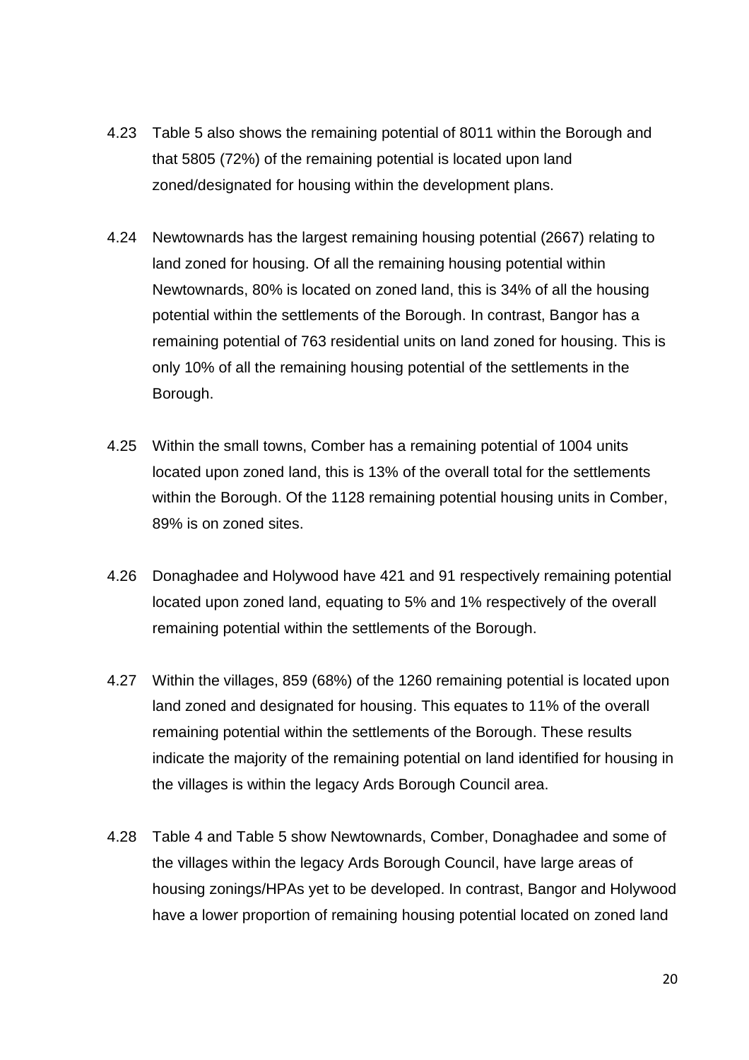4.23 Table 5 also shows the remaining potential of 8011 within the Borough and that 5805 (72%) of the remaining potential is located upon land zoned/designated for housing within the development plans.

4.24 Newtownards has the largest remaining housing potential (2667) relating to land zoned for housing. Of all the remaining housing potential within Newtownards, 80% is located on zoned land, this is 34% of all the housing potential within the settlements of the Borough. In contrast, Bangor has a remaining potential of 763 residential units on land zoned for housing. This is only 10% of all the remaining housing potential of the settlements in the Borough.

4.25 Within the small towns, Comber has a remaining potential of 1004 units located upon zoned land, this is 13% of the overall total for the settlements within the Borough. Of the 1128 remaining potential housing units in Comber, 89% is on zoned sites.

4.26 Donaghadee and Holywood have 421 and 91 respectively remaining potential located upon zoned land, equating to 5% and 1% respectively of the overall remaining potential within the settlements of the Borough.

4.27 Within the villages, 859 (68%) of the 1260 remaining potential is located upon land zoned and designated for housing. This equates to 11% of the overall remaining potential within the settlements of the Borough. These results indicate the majority of the remaining potential on land identified for housing in the villages is within the legacy Ards Borough Council area.

4.28 Table 4 and Table 5 show Newtownards, Comber, Donaghadee and some of the villages within the legacy Ards Borough Council, have large areas of housing zonings/HPAs yet to be developed. In contrast, Bangor and Holywood have a lower proportion of remaining housing potential located on zoned land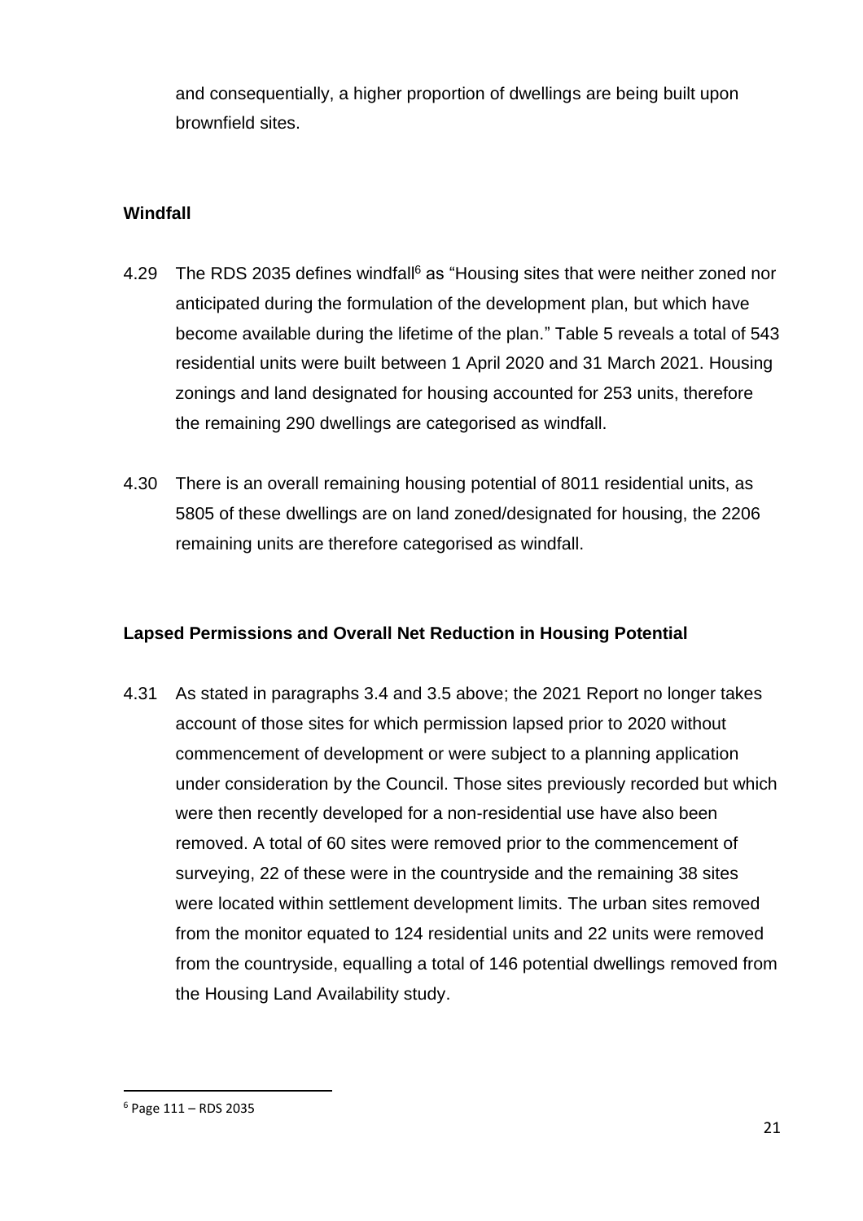and consequentially, a higher proportion of dwellings are being built upon brownfield sites.

**Windfall**

4.29 The RDS 2035 defines windfall[6] as "Housing sites that were neither zoned nor anticipated during the formulation of the development plan, but which have become available during the lifetime of the plan." Table 5 reveals a total of 543 residential units were built between 1 April 2020 and 31 March 2021. Housing zonings and land designated for housing accounted for 253 units, therefore the remaining 290 dwellings are categorised as windfall.

4.30 There is an overall remaining housing potential of 8011 residential units, as 5805 of these dwellings are on land zoned/designated for housing, the 2206 remaining units are therefore categorised as windfall.

**Lapsed Permissions and Overall Net Reduction in Housing Potential**

4.31 As stated in paragraphs 3.4 and 3.5 above; the 2021 Report no longer takes account of those sites for which permission lapsed prior to 2020 without commencement of development or were subject to a planning application under consideration by the Council. Those sites previously recorded but which were then recently developed for a non-residential use have also been removed. A total of 60 sites were removed prior to the commencement of surveying, 22 of these were in the countryside and the remaining 38 sites were located within settlement development limits. The urban sites removed from the monitor equated to 124 residential units and 22 units were removed from the countryside, equalling a total of 146 potential dwellings removed from the Housing Land Availability study.

---

[6] Page 111 – RDS 2035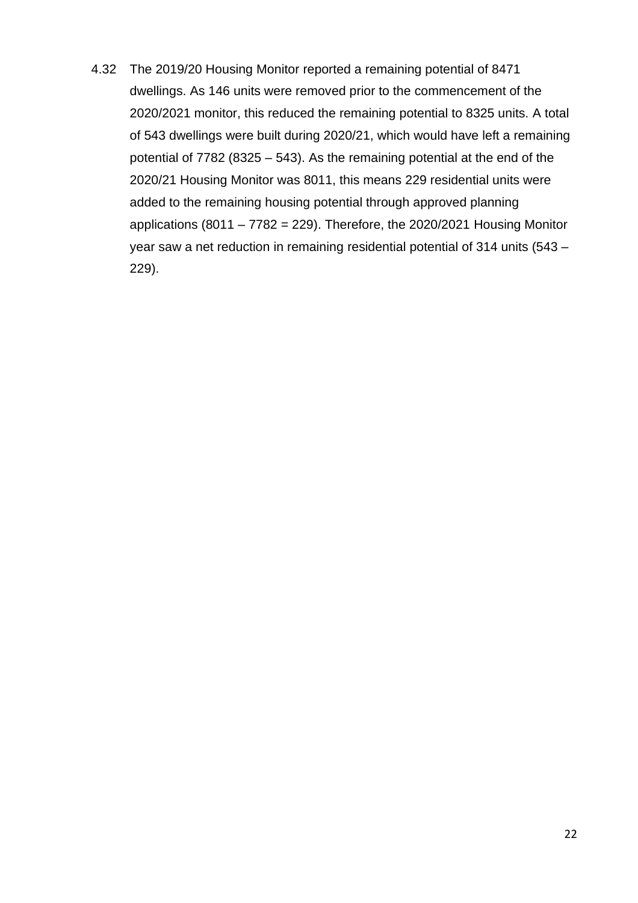4.32 The 2019/20 Housing Monitor reported a remaining potential of 8471 dwellings. As 146 units were removed prior to the commencement of the 2020/2021 monitor, this reduced the remaining potential to 8325 units. A total of 543 dwellings were built during 2020/21, which would have left a remaining potential of 7782 (8325 – 543). As the remaining potential at the end of the 2020/21 Housing Monitor was 8011, this means 229 residential units were added to the remaining housing potential through approved planning applications (8011 – 7782 = 229). Therefore, the 2020/2021 Housing Monitor year saw a net reduction in remaining residential potential of 314 units (543 – 229).